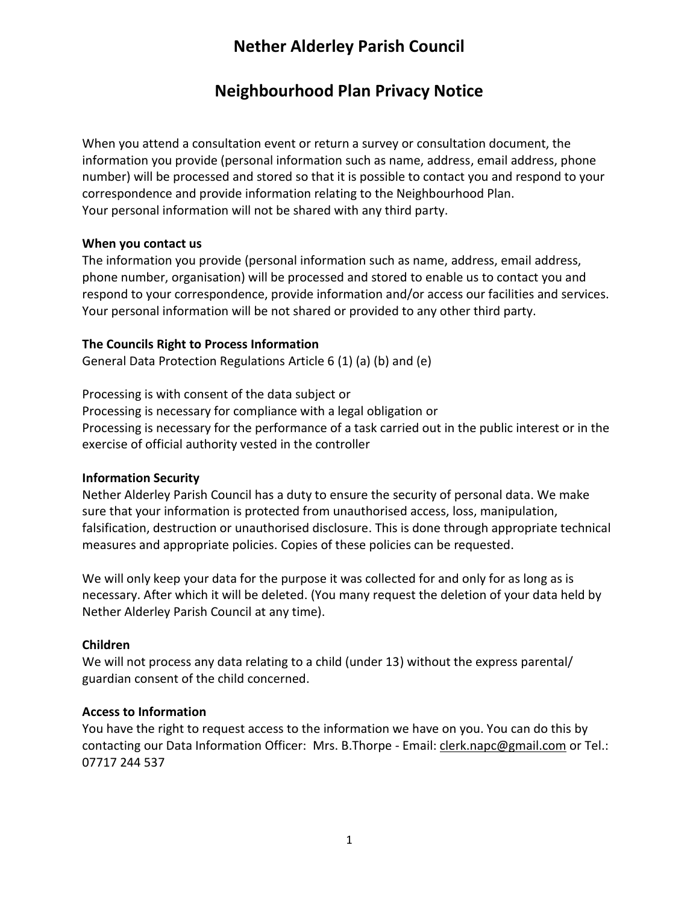# Nether Alderley Parish Council

## Neighbourhood Plan Privacy Notice

When you attend a consultation event or return a survey or consultation document, the information you provide (personal information such as name, address, email address, phone number) will be processed and stored so that it is possible to contact you and respond to your correspondence and provide information relating to the Neighbourhood Plan.
Your personal information will not be shared with any third party.

**When you contact us**

The information you provide (personal information such as name, address, email address, phone number, organisation) will be processed and stored to enable us to contact you and respond to your correspondence, provide information and/or access our facilities and services. Your personal information will be not shared or provided to any other third party.

**The Councils Right to Process Information**

General Data Protection Regulations Article 6 (1) (a) (b) and (e)

Processing is with consent of the data subject or
Processing is necessary for compliance with a legal obligation or
Processing is necessary for the performance of a task carried out in the public interest or in the exercise of official authority vested in the controller

**Information Security**

Nether Alderley Parish Council has a duty to ensure the security of personal data. We make sure that your information is protected from unauthorised access, loss, manipulation, falsification, destruction or unauthorised disclosure. This is done through appropriate technical measures and appropriate policies. Copies of these policies can be requested.

We will only keep your data for the purpose it was collected for and only for as long as is necessary. After which it will be deleted. (You many request the deletion of your data held by Nether Alderley Parish Council at any time).

**Children**

We will not process any data relating to a child (under 13) without the express parental/ guardian consent of the child concerned.

**Access to Information**

You have the right to request access to the information we have on you. You can do this by contacting our Data Information Officer: Mrs. B.Thorpe - Email: clerk.napc@gmail.com or Tel.: 07717 244 537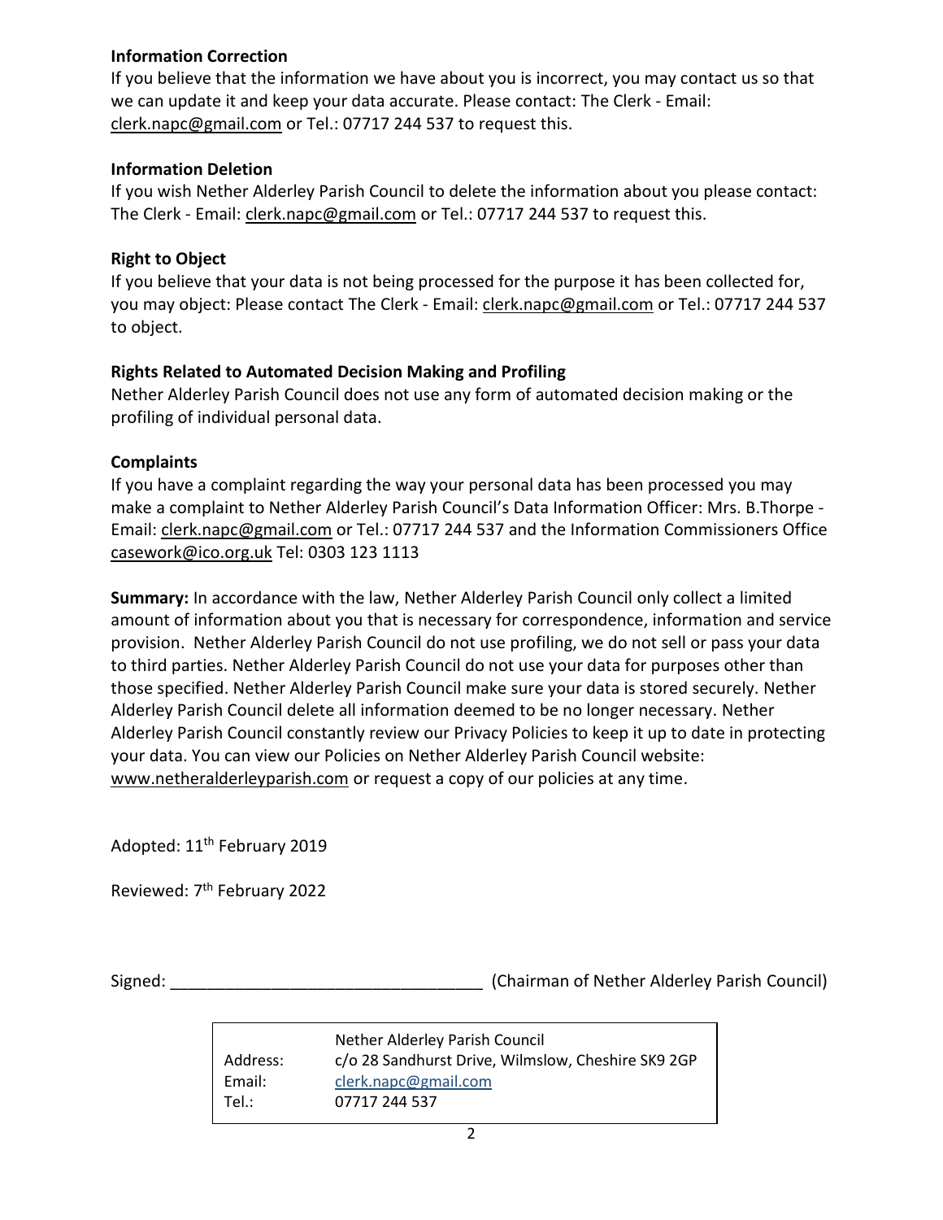**Information Correction**

If you believe that the information we have about you is incorrect, you may contact us so that we can update it and keep your data accurate. Please contact: The Clerk - Email: clerk.napc@gmail.com or Tel.: 07717 244 537 to request this.

**Information Deletion**

If you wish Nether Alderley Parish Council to delete the information about you please contact: The Clerk - Email: clerk.napc@gmail.com or Tel.: 07717 244 537 to request this.

**Right to Object**

If you believe that your data is not being processed for the purpose it has been collected for, you may object: Please contact The Clerk - Email: clerk.napc@gmail.com or Tel.: 07717 244 537 to object.

**Rights Related to Automated Decision Making and Profiling**

Nether Alderley Parish Council does not use any form of automated decision making or the profiling of individual personal data.

**Complaints**

If you have a complaint regarding the way your personal data has been processed you may make a complaint to Nether Alderley Parish Council's Data Information Officer: Mrs. B.Thorpe - Email: clerk.napc@gmail.com or Tel.: 07717 244 537 and the Information Commissioners Office casework@ico.org.uk Tel: 0303 123 1113

**Summary:** In accordance with the law, Nether Alderley Parish Council only collect a limited amount of information about you that is necessary for correspondence, information and service provision. Nether Alderley Parish Council do not use profiling, we do not sell or pass your data to third parties. Nether Alderley Parish Council do not use your data for purposes other than those specified. Nether Alderley Parish Council make sure your data is stored securely. Nether Alderley Parish Council delete all information deemed to be no longer necessary. Nether Alderley Parish Council constantly review our Privacy Policies to keep it up to date in protecting your data. You can view our Policies on Nether Alderley Parish Council website: www.netheralderleyparish.com or request a copy of our policies at any time.

Adopted: 11th February 2019

Reviewed: 7th February 2022

Signed: \_\_\_\_\_\_\_\_\_\_\_\_\_\_\_\_\_\_\_\_\_\_\_\_\_\_\_\_\_\_\_\_\_\_ (Chairman of Nether Alderley Parish Council)

| | |
|---|---|
| | Nether Alderley Parish Council |
| Address: | c/o 28 Sandhurst Drive, Wilmslow, Cheshire SK9 2GP |
| Email: | clerk.napc@gmail.com |
| Tel.: | 07717 244 537 |